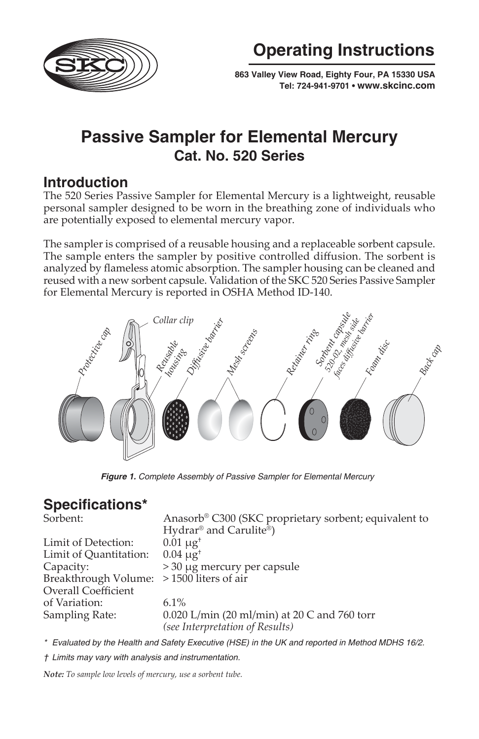# Operating Instructions

**863 Valley View Road, Eighty Four, PA 15330 USA**
**Tel: 724-941-9701 • www.skcinc.com**

# Passive Sampler for Elemental Mercury
## Cat. No. 520 Series

## Introduction

The 520 Series Passive Sampler for Elemental Mercury is a lightweight, reusable personal sampler designed to be worn in the breathing zone of individuals who are potentially exposed to elemental mercury vapor.

The sampler is comprised of a reusable housing and a replaceable sorbent capsule. The sample enters the sampler by positive controlled diffusion. The sorbent is analyzed by flameless atomic absorption. The sampler housing can be cleaned and reused with a new sorbent capsule. Validation of the SKC 520 Series Passive Sampler for Elemental Mercury is reported in OSHA Method ID-140.

Protective cap, Collar clip, Reusable housing, Diffusive barrier, Mesh screens, Retainer ring, Sorbent capsule 520-02, mesh side faces diffusive barrier, Foam disc, Back cap

***Figure 1.*** *Complete Assembly of Passive Sampler for Elemental Mercury*

## Specifications*

| | |
|---|---|
| Sorbent: | Anasorb® C300 (SKC proprietary sorbent; equivalent to Hydrar® and Carulite®) |
| Limit of Detection: | 0.01 µg† |
| Limit of Quantitation: | 0.04 µg† |
| Capacity: | > 30 µg mercury per capsule |
| Breakthrough Volume: | > 1500 liters of air |
| Overall Coefficient of Variation: | 6.1% |
| Sampling Rate: | 0.020 L/min (20 ml/min) at 20 C and 760 torr *(see Interpretation of Results)* |

\* *Evaluated by the Health and Safety Executive (HSE) in the UK and reported in Method MDHS 16/2.*

† *Limits may vary with analysis and instrumentation.*

***Note:*** *To sample low levels of mercury, use a sorbent tube.*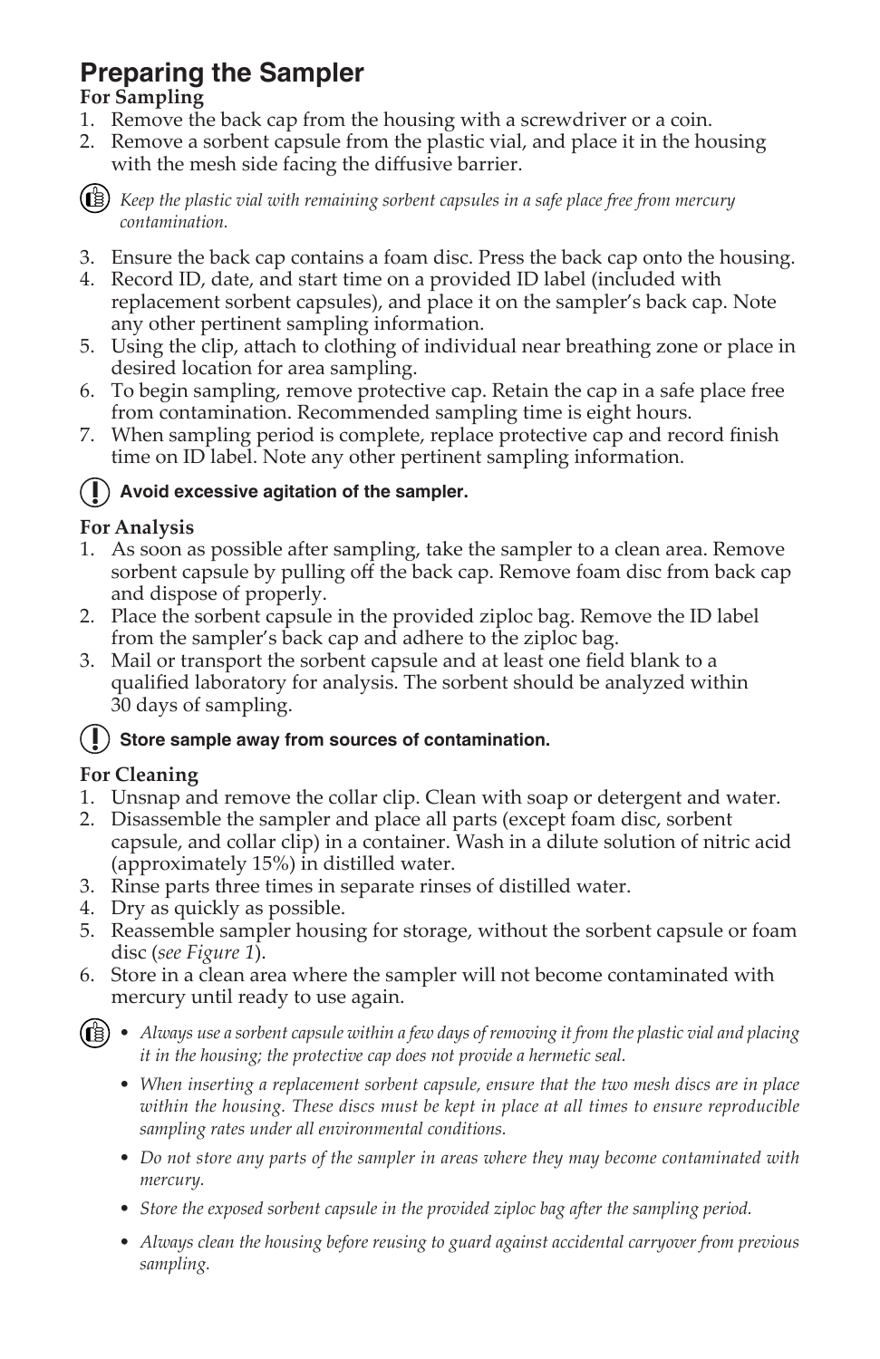# Preparing the Sampler

**For Sampling**

1. Remove the back cap from the housing with a screwdriver or a coin.
2. Remove a sorbent capsule from the plastic vial, and place it in the housing with the mesh side facing the diffusive barrier.

*Keep the plastic vial with remaining sorbent capsules in a safe place free from mercury contamination.*

3. Ensure the back cap contains a foam disc. Press the back cap onto the housing.
4. Record ID, date, and start time on a provided ID label (included with replacement sorbent capsules), and place it on the sampler's back cap. Note any other pertinent sampling information.
5. Using the clip, attach to clothing of individual near breathing zone or place in desired location for area sampling.
6. To begin sampling, remove protective cap. Retain the cap in a safe place free from contamination. Recommended sampling time is eight hours.
7. When sampling period is complete, replace protective cap and record finish time on ID label. Note any other pertinent sampling information.

**Avoid excessive agitation of the sampler.**

**For Analysis**

1. As soon as possible after sampling, take the sampler to a clean area. Remove sorbent capsule by pulling off the back cap. Remove foam disc from back cap and dispose of properly.
2. Place the sorbent capsule in the provided ziploc bag. Remove the ID label from the sampler's back cap and adhere to the ziploc bag.
3. Mail or transport the sorbent capsule and at least one field blank to a qualified laboratory for analysis. The sorbent should be analyzed within 30 days of sampling.

**Store sample away from sources of contamination.**

**For Cleaning**

1. Unsnap and remove the collar clip. Clean with soap or detergent and water.
2. Disassemble the sampler and place all parts (except foam disc, sorbent capsule, and collar clip) in a container. Wash in a dilute solution of nitric acid (approximately 15%) in distilled water.
3. Rinse parts three times in separate rinses of distilled water.
4. Dry as quickly as possible.
5. Reassemble sampler housing for storage, without the sorbent capsule or foam disc (*see Figure 1*).
6. Store in a clean area where the sampler will not become contaminated with mercury until ready to use again.

- *Always use a sorbent capsule within a few days of removing it from the plastic vial and placing it in the housing; the protective cap does not provide a hermetic seal.*
- *When inserting a replacement sorbent capsule, ensure that the two mesh discs are in place within the housing. These discs must be kept in place at all times to ensure reproducible sampling rates under all environmental conditions.*
- *Do not store any parts of the sampler in areas where they may become contaminated with mercury.*
- *Store the exposed sorbent capsule in the provided ziploc bag after the sampling period.*
- *Always clean the housing before reusing to guard against accidental carryover from previous sampling.*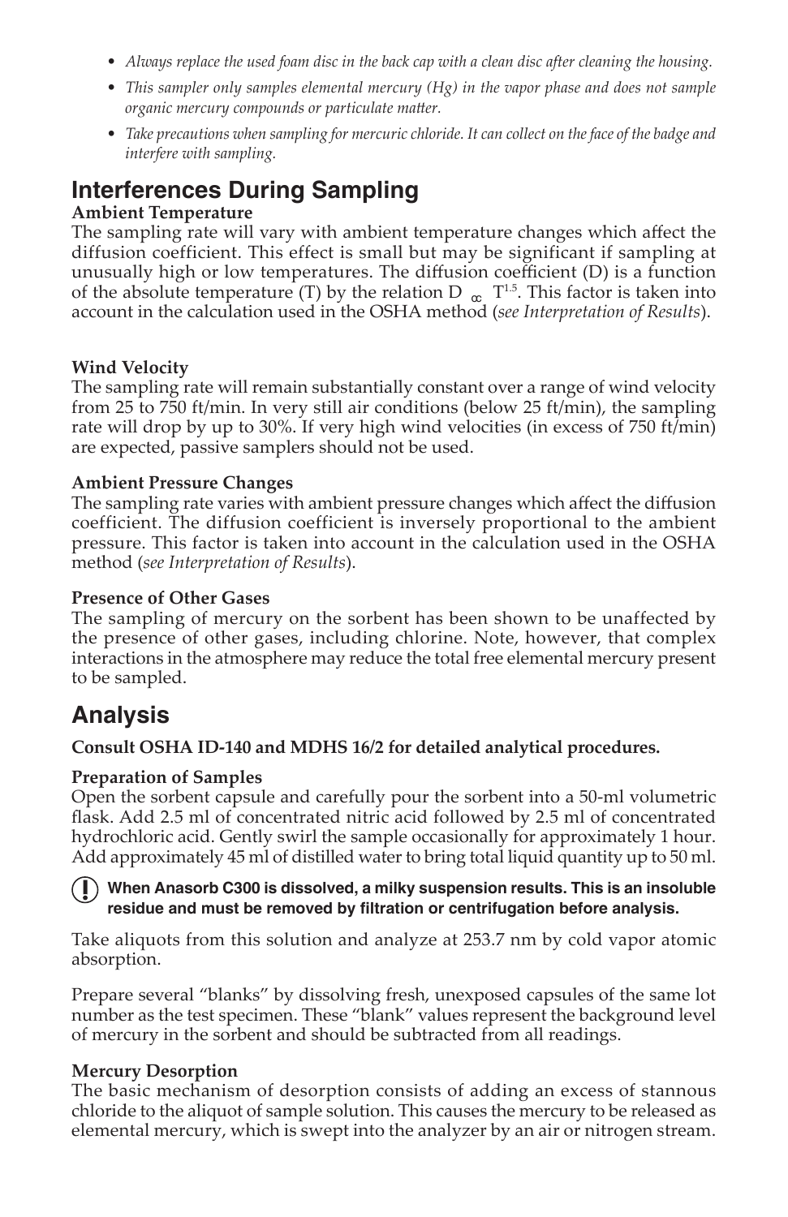- *Always replace the used foam disc in the back cap with a clean disc after cleaning the housing.*
- *This sampler only samples elemental mercury (Hg) in the vapor phase and does not sample organic mercury compounds or particulate matter.*
- *Take precautions when sampling for mercuric chloride. It can collect on the face of the badge and interfere with sampling.*

## Interferences During Sampling

**Ambient Temperature**

The sampling rate will vary with ambient temperature changes which affect the diffusion coefficient. This effect is small but may be significant if sampling at unusually high or low temperatures. The diffusion coefficient (D) is a function of the absolute temperature (T) by the relation $D \propto T^{1.5}$. This factor is taken into account in the calculation used in the OSHA method (*see Interpretation of Results*).

**Wind Velocity**

The sampling rate will remain substantially constant over a range of wind velocity from 25 to 750 ft/min. In very still air conditions (below 25 ft/min), the sampling rate will drop by up to 30%. If very high wind velocities (in excess of 750 ft/min) are expected, passive samplers should not be used.

**Ambient Pressure Changes**

The sampling rate varies with ambient pressure changes which affect the diffusion coefficient. The diffusion coefficient is inversely proportional to the ambient pressure. This factor is taken into account in the calculation used in the OSHA method (*see Interpretation of Results*).

**Presence of Other Gases**

The sampling of mercury on the sorbent has been shown to be unaffected by the presence of other gases, including chlorine. Note, however, that complex interactions in the atmosphere may reduce the total free elemental mercury present to be sampled.

## Analysis

**Consult OSHA ID-140 and MDHS 16/2 for detailed analytical procedures.**

**Preparation of Samples**

Open the sorbent capsule and carefully pour the sorbent into a 50-ml volumetric flask. Add 2.5 ml of concentrated nitric acid followed by 2.5 ml of concentrated hydrochloric acid. Gently swirl the sample occasionally for approximately 1 hour. Add approximately 45 ml of distilled water to bring total liquid quantity up to 50 ml.

**When Anasorb C300 is dissolved, a milky suspension results. This is an insoluble residue and must be removed by filtration or centrifugation before analysis.**

Take aliquots from this solution and analyze at 253.7 nm by cold vapor atomic absorption.

Prepare several “blanks” by dissolving fresh, unexposed capsules of the same lot number as the test specimen. These “blank” values represent the background level of mercury in the sorbent and should be subtracted from all readings.

**Mercury Desorption**

The basic mechanism of desorption consists of adding an excess of stannous chloride to the aliquot of sample solution. This causes the mercury to be released as elemental mercury, which is swept into the analyzer by an air or nitrogen stream.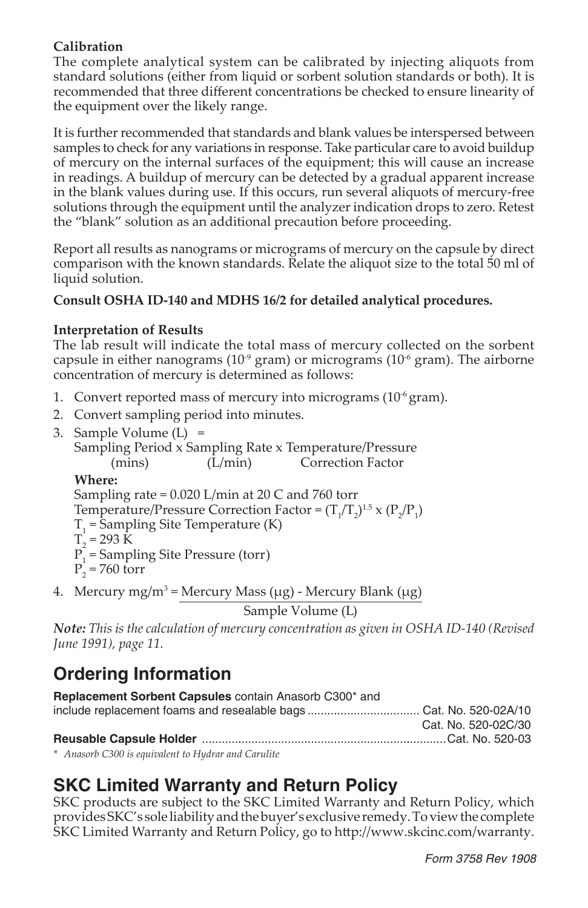**Calibration**

The complete analytical system can be calibrated by injecting aliquots from standard solutions (either from liquid or sorbent solution standards or both). It is recommended that three different concentrations be checked to ensure linearity of the equipment over the likely range.

It is further recommended that standards and blank values be interspersed between samples to check for any variations in response. Take particular care to avoid buildup of mercury on the internal surfaces of the equipment; this will cause an increase in readings. A buildup of mercury can be detected by a gradual apparent increase in the blank values during use. If this occurs, run several aliquots of mercury-free solutions through the equipment until the analyzer indication drops to zero. Retest the "blank" solution as an additional precaution before proceeding.

Report all results as nanograms or micrograms of mercury on the capsule by direct comparison with the known standards. Relate the aliquot size to the total 50 ml of liquid solution.

**Consult OSHA ID-140 and MDHS 16/2 for detailed analytical procedures.**

**Interpretation of Results**

The lab result will indicate the total mass of mercury collected on the sorbent capsule in either nanograms ($10^{-9}$ gram) or micrograms ($10^{-6}$ gram). The airborne concentration of mercury is determined as follows:

1. Convert reported mass of mercury into micrograms ($10^{-6}$ gram).
2. Convert sampling period into minutes.
3. Sample Volume (L) =
   Sampling Period (mins) x Sampling Rate (L/min) x Temperature/Pressure Correction Factor

   **Where:**
   Sampling rate = 0.020 L/min at 20 C and 760 torr
   Temperature/Pressure Correction Factor = $(T_1/T_2)^{1.5} \times (P_2/P_1)$
   $T_1$ = Sampling Site Temperature (K)
   $T_2$ = 293 K
   $P_1$ = Sampling Site Pressure (torr)
   $P_2$ = 760 torr
4. $$\text{Mercury mg/m}^3 = \frac{\text{Mercury Mass } (\mu g) - \text{Mercury Blank } (\mu g)}{\text{Sample Volume (L)}}$$

***Note:*** *This is the calculation of mercury concentration as given in OSHA ID-140 (Revised June 1991), page 11.*

# Ordering Information

**Replacement Sorbent Capsules** contain Anasorb C300* and include replacement foams and resealable bags .................................. Cat. No. 520-02A/10
Cat. No. 520-02C/30

**Reusable Capsule Holder** .......................................................................... Cat. No. 520-03

\* *Anasorb C300 is equivalent to Hydrar and Carulite*

# SKC Limited Warranty and Return Policy

SKC products are subject to the SKC Limited Warranty and Return Policy, which provides SKC's sole liability and the buyer's exclusive remedy. To view the complete SKC Limited Warranty and Return Policy, go to http://www.skcinc.com/warranty.

*Form 3758 Rev 1908*